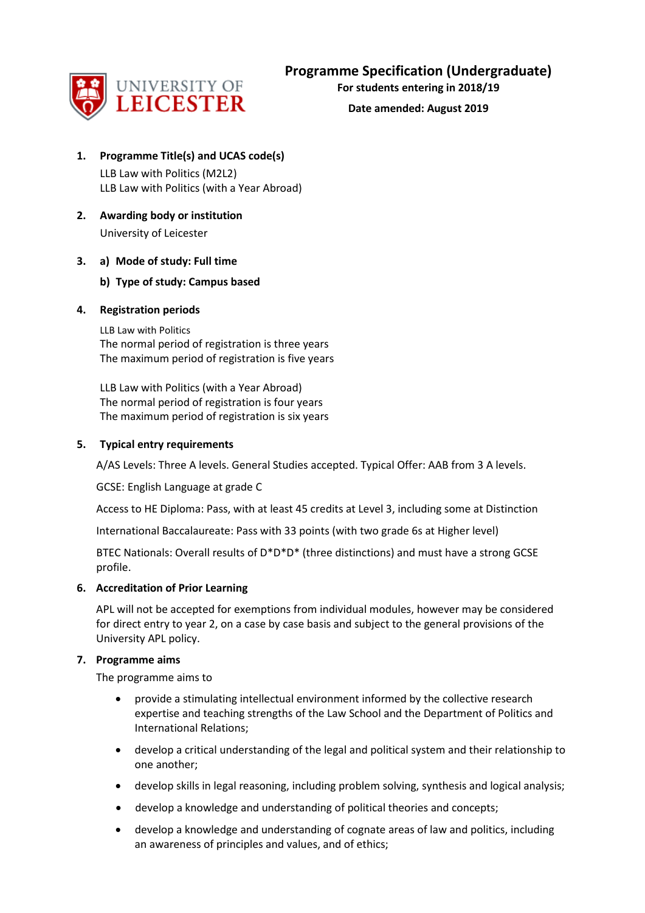UNIVERSITY OF LEICESTER

# Programme Specification (Undergraduate)

**For students entering in 2018/19**

**Date amended: August 2019**

1. **Programme Title(s) and UCAS code(s)**

   LLB Law with Politics (M2L2)
   LLB Law with Politics (with a Year Abroad)

2. **Awarding body or institution**

   University of Leicester

3. **a) Mode of study: Full time**

   **b) Type of study: Campus based**

4. **Registration periods**

   LLB Law with Politics
   The normal period of registration is three years
   The maximum period of registration is five years

   LLB Law with Politics (with a Year Abroad)
   The normal period of registration is four years
   The maximum period of registration is six years

5. **Typical entry requirements**

   A/AS Levels: Three A levels. General Studies accepted. Typical Offer: AAB from 3 A levels.

   GCSE: English Language at grade C

   Access to HE Diploma: Pass, with at least 45 credits at Level 3, including some at Distinction

   International Baccalaureate: Pass with 33 points (with two grade 6s at Higher level)

   BTEC Nationals: Overall results of D*D*D* (three distinctions) and must have a strong GCSE profile.

6. **Accreditation of Prior Learning**

   APL will not be accepted for exemptions from individual modules, however may be considered for direct entry to year 2, on a case by case basis and subject to the general provisions of the University APL policy.

7. **Programme aims**

   The programme aims to

   - provide a stimulating intellectual environment informed by the collective research expertise and teaching strengths of the Law School and the Department of Politics and International Relations;
   - develop a critical understanding of the legal and political system and their relationship to one another;
   - develop skills in legal reasoning, including problem solving, synthesis and logical analysis;
   - develop a knowledge and understanding of political theories and concepts;
   - develop a knowledge and understanding of cognate areas of law and politics, including an awareness of principles and values, and of ethics;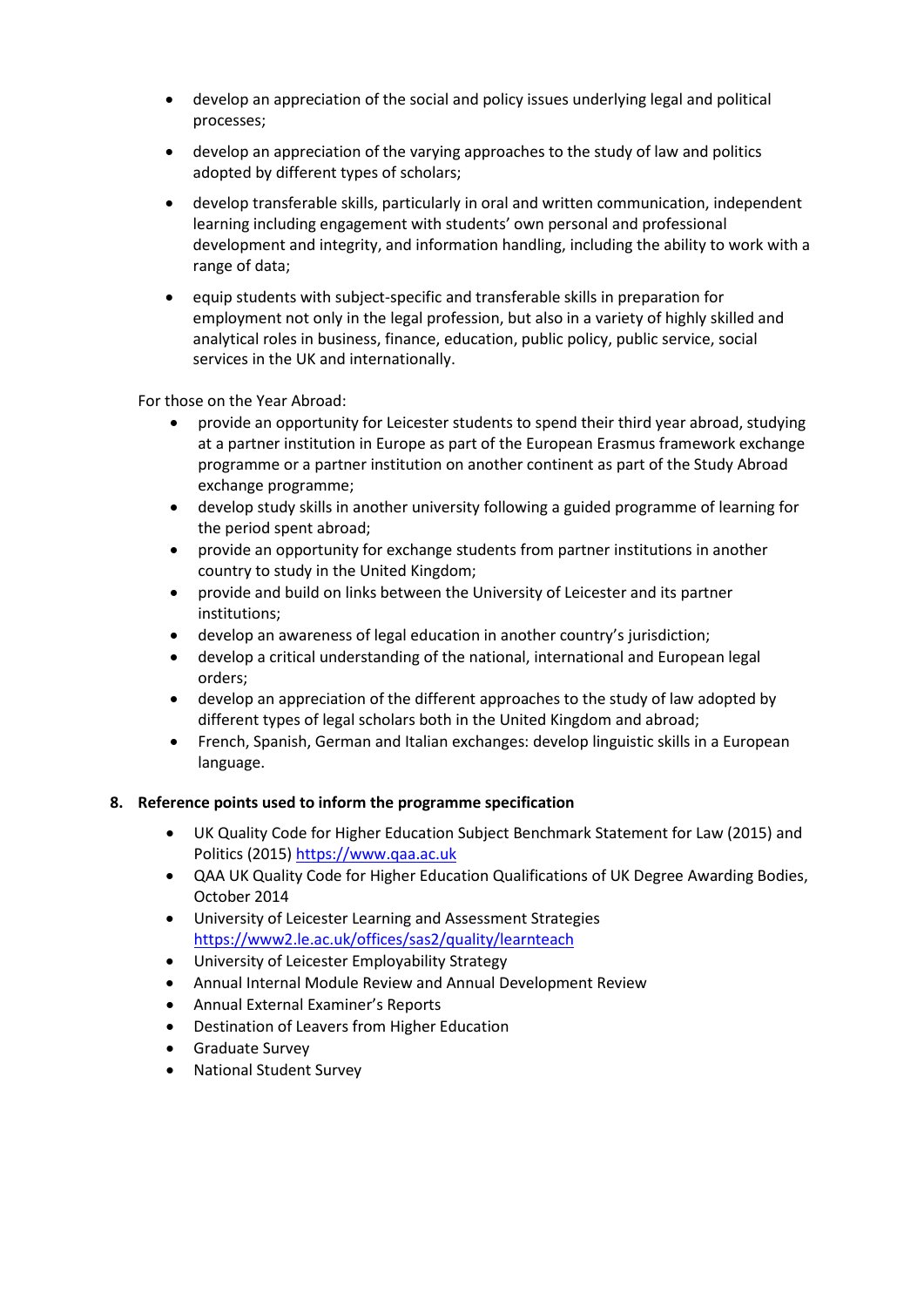- develop an appreciation of the social and policy issues underlying legal and political processes;
- develop an appreciation of the varying approaches to the study of law and politics adopted by different types of scholars;
- develop transferable skills, particularly in oral and written communication, independent learning including engagement with students' own personal and professional development and integrity, and information handling, including the ability to work with a range of data;
- equip students with subject-specific and transferable skills in preparation for employment not only in the legal profession, but also in a variety of highly skilled and analytical roles in business, finance, education, public policy, public service, social services in the UK and internationally.

For those on the Year Abroad:

- provide an opportunity for Leicester students to spend their third year abroad, studying at a partner institution in Europe as part of the European Erasmus framework exchange programme or a partner institution on another continent as part of the Study Abroad exchange programme;
- develop study skills in another university following a guided programme of learning for the period spent abroad;
- provide an opportunity for exchange students from partner institutions in another country to study in the United Kingdom;
- provide and build on links between the University of Leicester and its partner institutions;
- develop an awareness of legal education in another country's jurisdiction;
- develop a critical understanding of the national, international and European legal orders;
- develop an appreciation of the different approaches to the study of law adopted by different types of legal scholars both in the United Kingdom and abroad;
- French, Spanish, German and Italian exchanges: develop linguistic skills in a European language.

## 8. Reference points used to inform the programme specification

- UK Quality Code for Higher Education Subject Benchmark Statement for Law (2015) and Politics (2015) https://www.qaa.ac.uk
- QAA UK Quality Code for Higher Education Qualifications of UK Degree Awarding Bodies, October 2014
- University of Leicester Learning and Assessment Strategies https://www2.le.ac.uk/offices/sas2/quality/learnteach
- University of Leicester Employability Strategy
- Annual Internal Module Review and Annual Development Review
- Annual External Examiner's Reports
- Destination of Leavers from Higher Education
- Graduate Survey
- National Student Survey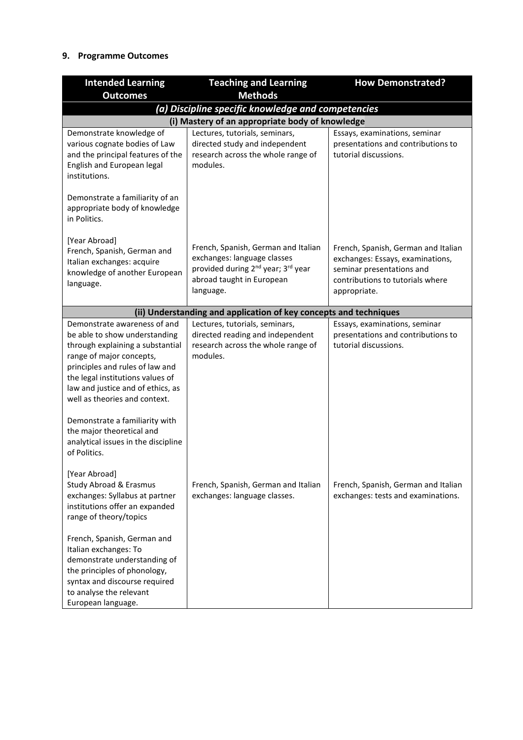### 9. Programme Outcomes

| Intended Learning Outcomes | Teaching and Learning Methods | How Demonstrated? |
|---|---|---|
| ***(a) Discipline specific knowledge and competencies*** | | |
| **(i) Mastery of an appropriate body of knowledge** | | |
| Demonstrate knowledge of various cognate bodies of Law and the principal features of the English and European legal institutions.<br><br>Demonstrate a familiarity of an appropriate body of knowledge in Politics. | Lectures, tutorials, seminars, directed study and independent research across the whole range of modules. | Essays, examinations, seminar presentations and contributions to tutorial discussions. |
| [Year Abroad]<br>French, Spanish, German and Italian exchanges: acquire knowledge of another European language. | French, Spanish, German and Italian exchanges: language classes provided during 2nd year; 3rd year abroad taught in European language. | French, Spanish, German and Italian exchanges: Essays, examinations, seminar presentations and contributions to tutorials where appropriate. |
| **(ii) Understanding and application of key concepts and techniques** | | |
| Demonstrate awareness of and be able to show understanding through explaining a substantial range of major concepts, principles and rules of law and the legal institutions values of law and justice and of ethics, as well as theories and context.<br><br>Demonstrate a familiarity with the major theoretical and analytical issues in the discipline of Politics. | Lectures, tutorials, seminars, directed reading and independent research across the whole range of modules. | Essays, examinations, seminar presentations and contributions to tutorial discussions. |
| [Year Abroad]<br>Study Abroad & Erasmus exchanges: Syllabus at partner institutions offer an expanded range of theory/topics<br><br>French, Spanish, German and Italian exchanges: To demonstrate understanding of the principles of phonology, syntax and discourse required to analyse the relevant European language. | French, Spanish, German and Italian exchanges: language classes. | French, Spanish, German and Italian exchanges: tests and examinations. |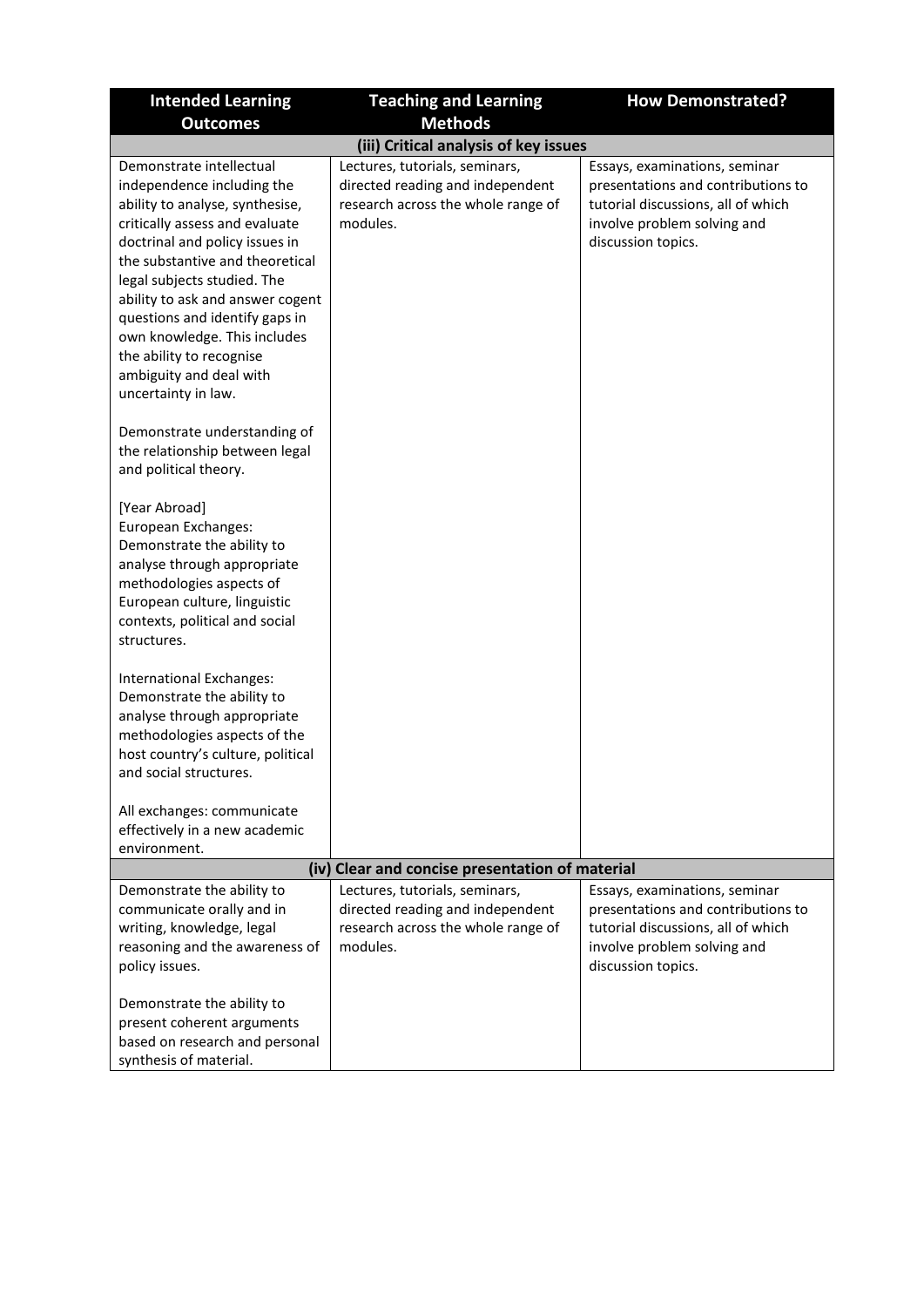| Intended Learning Outcomes | Teaching and Learning Methods | How Demonstrated? |
|---|---|---|
| **(iii) Critical analysis of key issues** | | |
| Demonstrate intellectual independence including the ability to analyse, synthesise, critically assess and evaluate doctrinal and policy issues in the substantive and theoretical legal subjects studied. The ability to ask and answer cogent questions and identify gaps in own knowledge. This includes the ability to recognise ambiguity and deal with uncertainty in law.<br><br>Demonstrate understanding of the relationship between legal and political theory.<br><br>[Year Abroad]<br>European Exchanges: Demonstrate the ability to analyse through appropriate methodologies aspects of European culture, linguistic contexts, political and social structures.<br><br>International Exchanges: Demonstrate the ability to analyse through appropriate methodologies aspects of the host country's culture, political and social structures.<br><br>All exchanges: communicate effectively in a new academic environment. | Lectures, tutorials, seminars, directed reading and independent research across the whole range of modules. | Essays, examinations, seminar presentations and contributions to tutorial discussions, all of which involve problem solving and discussion topics. |
| **(iv) Clear and concise presentation of material** | | |
| Demonstrate the ability to communicate orally and in writing, knowledge, legal reasoning and the awareness of policy issues.<br><br>Demonstrate the ability to present coherent arguments based on research and personal synthesis of material. | Lectures, tutorials, seminars, directed reading and independent research across the whole range of modules. | Essays, examinations, seminar presentations and contributions to tutorial discussions, all of which involve problem solving and discussion topics. |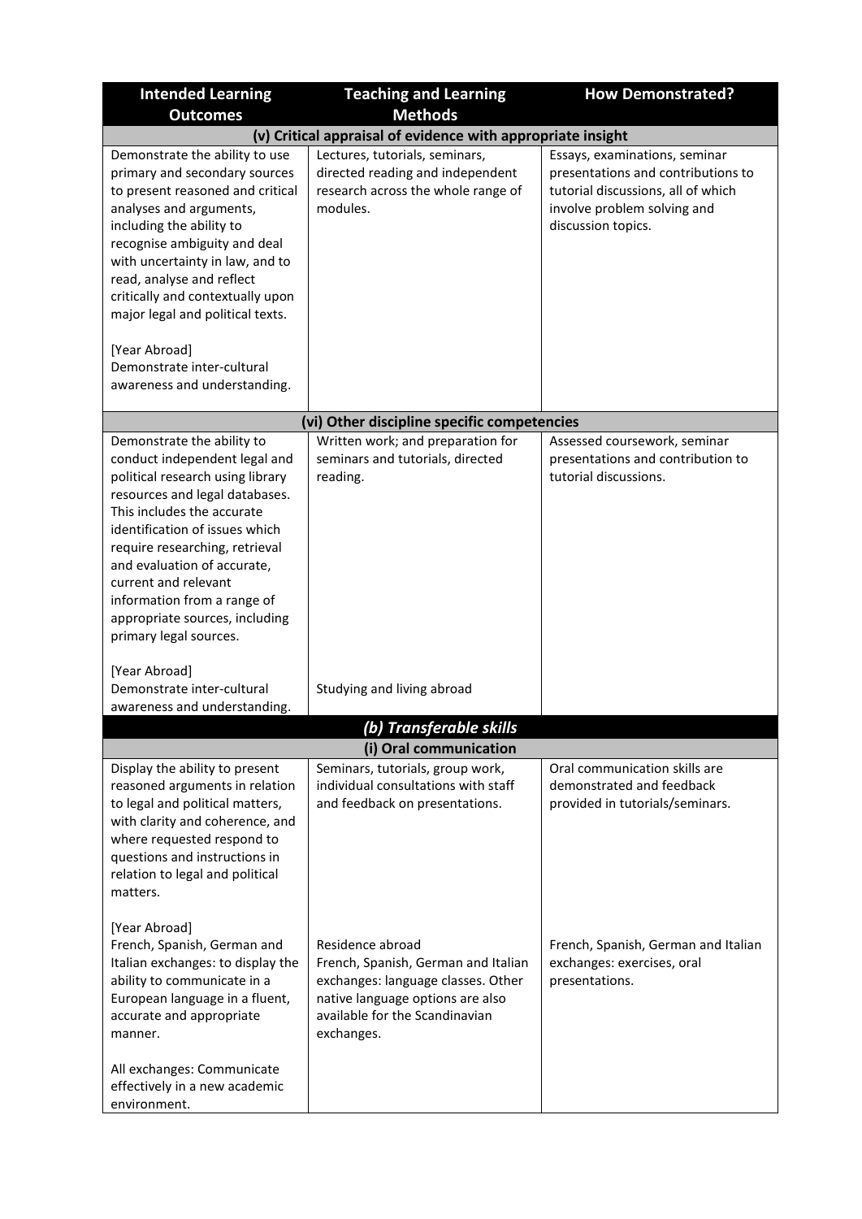| Intended Learning Outcomes | Teaching and Learning Methods | How Demonstrated? |
|---|---|---|
| **(v) Critical appraisal of evidence with appropriate insight** | | |
| Demonstrate the ability to use primary and secondary sources to present reasoned and critical analyses and arguments, including the ability to recognise ambiguity and deal with uncertainty in law, and to read, analyse and reflect critically and contextually upon major legal and political texts.<br><br>[Year Abroad]<br>Demonstrate inter-cultural awareness and understanding. | Lectures, tutorials, seminars, directed reading and independent research across the whole range of modules. | Essays, examinations, seminar presentations and contributions to tutorial discussions, all of which involve problem solving and discussion topics. |
| **(vi) Other discipline specific competencies** | | |
| Demonstrate the ability to conduct independent legal and political research using library resources and legal databases. This includes the accurate identification of issues which require researching, retrieval and evaluation of accurate, current and relevant information from a range of appropriate sources, including primary legal sources.<br><br>[Year Abroad]<br>Demonstrate inter-cultural awareness and understanding. | Written work; and preparation for seminars and tutorials, directed reading.<br><br>Studying and living abroad | Assessed coursework, seminar presentations and contribution to tutorial discussions. |
| ***(b) Transferable skills*** | | |
| **(i) Oral communication** | | |
| Display the ability to present reasoned arguments in relation to legal and political matters, with clarity and coherence, and where requested respond to questions and instructions in relation to legal and political matters.<br><br>[Year Abroad]<br>French, Spanish, German and Italian exchanges: to display the ability to communicate in a European language in a fluent, accurate and appropriate manner.<br><br>All exchanges: Communicate effectively in a new academic environment. | Seminars, tutorials, group work, individual consultations with staff and feedback on presentations.<br><br>Residence abroad<br>French, Spanish, German and Italian exchanges: language classes. Other native language options are also available for the Scandinavian exchanges. | Oral communication skills are demonstrated and feedback provided in tutorials/seminars.<br><br>French, Spanish, German and Italian exchanges: exercises, oral presentations. |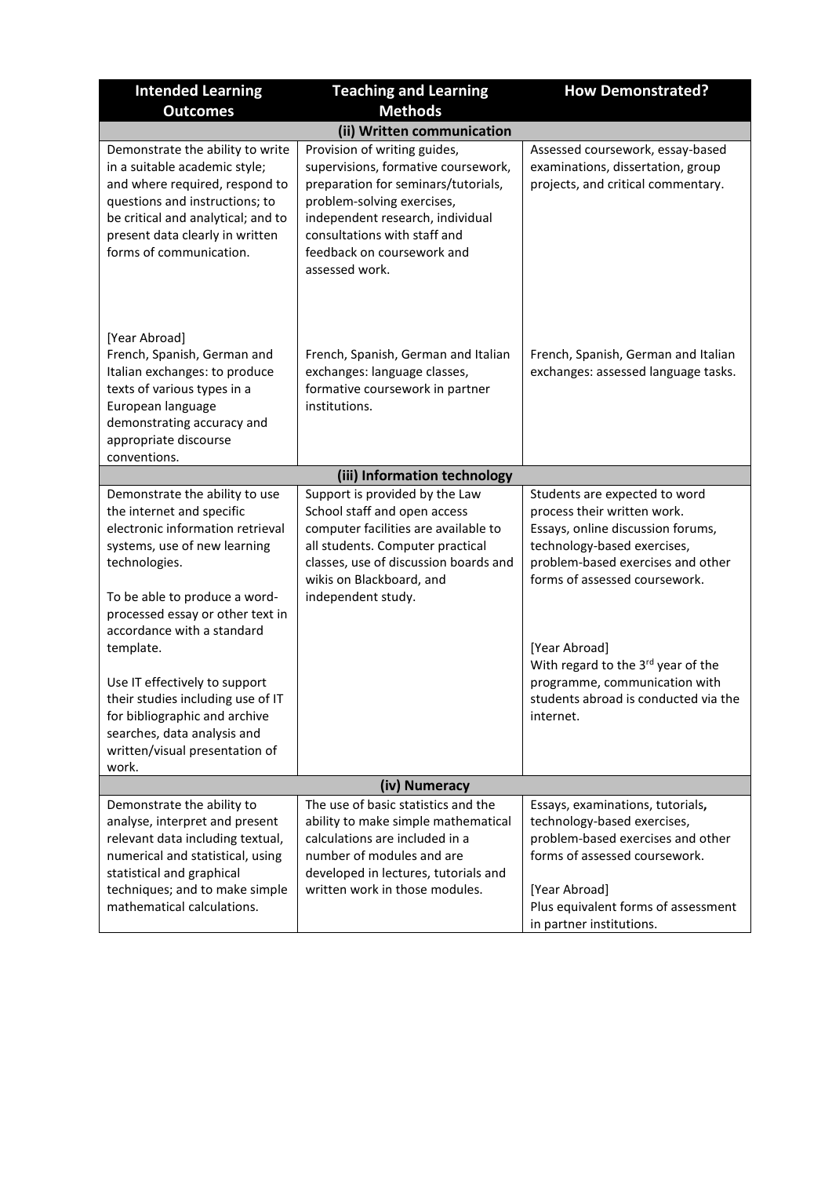| Intended Learning Outcomes | Teaching and Learning Methods | How Demonstrated? |
|---|---|---|
| **(ii) Written communication** | | |
| Demonstrate the ability to write in a suitable academic style; and where required, respond to questions and instructions; to be critical and analytical; and to present data clearly in written forms of communication. | Provision of writing guides, supervisions, formative coursework, preparation for seminars/tutorials, problem-solving exercises, independent research, individual consultations with staff and feedback on coursework and assessed work. | Assessed coursework, essay-based examinations, dissertation, group projects, and critical commentary. |
| [Year Abroad]<br>French, Spanish, German and Italian exchanges: to produce texts of various types in a European language demonstrating accuracy and appropriate discourse conventions. | French, Spanish, German and Italian exchanges: language classes, formative coursework in partner institutions. | French, Spanish, German and Italian exchanges: assessed language tasks. |
| **(iii) Information technology** | | |
| Demonstrate the ability to use the internet and specific electronic information retrieval systems, use of new learning technologies.<br><br>To be able to produce a word-processed essay or other text in accordance with a standard template.<br><br>Use IT effectively to support their studies including use of IT for bibliographic and archive searches, data analysis and written/visual presentation of work. | Support is provided by the Law School staff and open access computer facilities are available to all students. Computer practical classes, use of discussion boards and wikis on Blackboard, and independent study. | Students are expected to word process their written work. Essays, online discussion forums, technology-based exercises, problem-based exercises and other forms of assessed coursework.<br><br>[Year Abroad]<br>With regard to the 3rd year of the programme, communication with students abroad is conducted via the internet. |
| **(iv) Numeracy** | | |
| Demonstrate the ability to analyse, interpret and present relevant data including textual, numerical and statistical, using statistical and graphical techniques; and to make simple mathematical calculations. | The use of basic statistics and the ability to make simple mathematical calculations are included in a number of modules and are developed in lectures, tutorials and written work in those modules. | Essays, examinations, tutorials, technology-based exercises, problem-based exercises and other forms of assessed coursework.<br><br>[Year Abroad]<br>Plus equivalent forms of assessment in partner institutions. |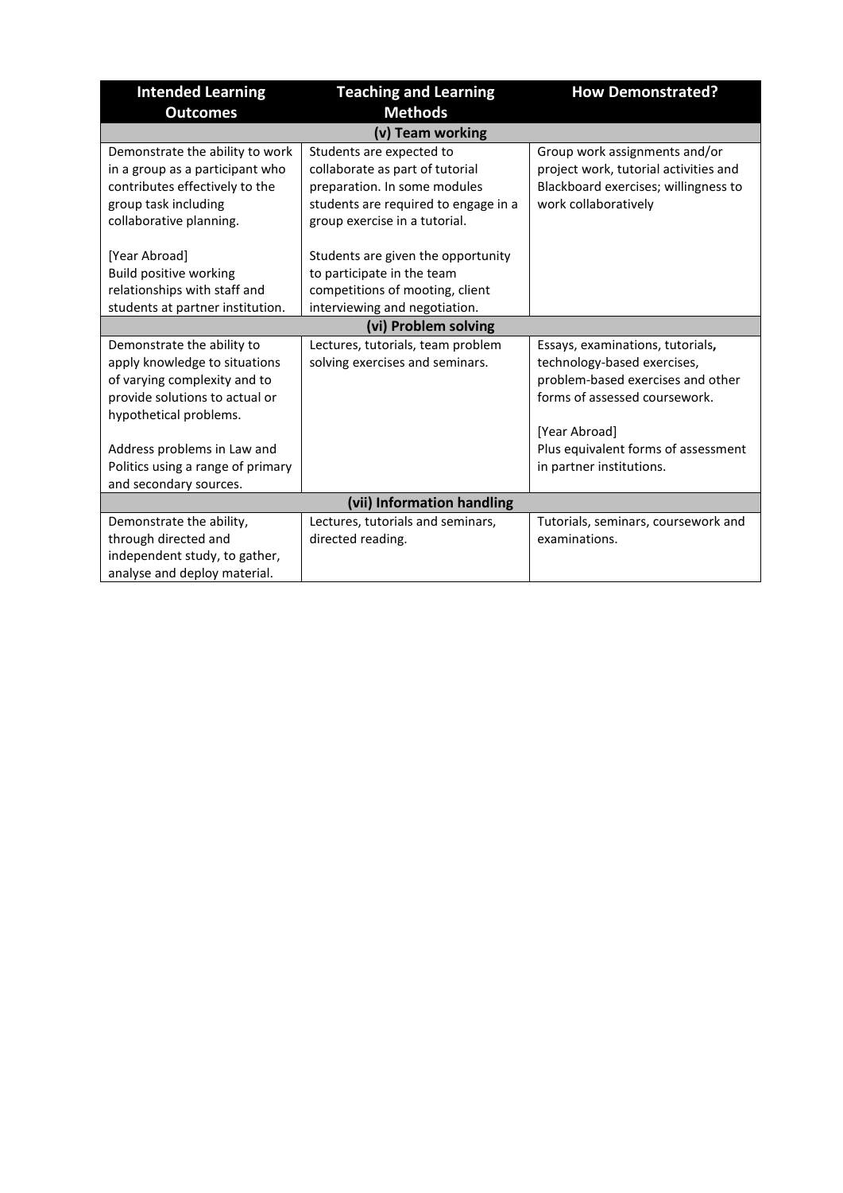| Intended Learning Outcomes | Teaching and Learning Methods | How Demonstrated? |
|---|---|---|
| **(v) Team working** | | |
| Demonstrate the ability to work in a group as a participant who contributes effectively to the group task including collaborative planning.<br><br>[Year Abroad]<br>Build positive working relationships with staff and students at partner institution. | Students are expected to collaborate as part of tutorial preparation. In some modules students are required to engage in a group exercise in a tutorial.<br><br>Students are given the opportunity to participate in the team competitions of mooting, client interviewing and negotiation. | Group work assignments and/or project work, tutorial activities and Blackboard exercises; willingness to work collaboratively |
| **(vi) Problem solving** | | |
| Demonstrate the ability to apply knowledge to situations of varying complexity and to provide solutions to actual or hypothetical problems.<br><br>Address problems in Law and Politics using a range of primary and secondary sources. | Lectures, tutorials, team problem solving exercises and seminars. | Essays, examinations, tutorials, technology-based exercises, problem-based exercises and other forms of assessed coursework.<br><br>[Year Abroad]<br>Plus equivalent forms of assessment in partner institutions. |
| **(vii) Information handling** | | |
| Demonstrate the ability, through directed and independent study, to gather, analyse and deploy material. | Lectures, tutorials and seminars, directed reading. | Tutorials, seminars, coursework and examinations. |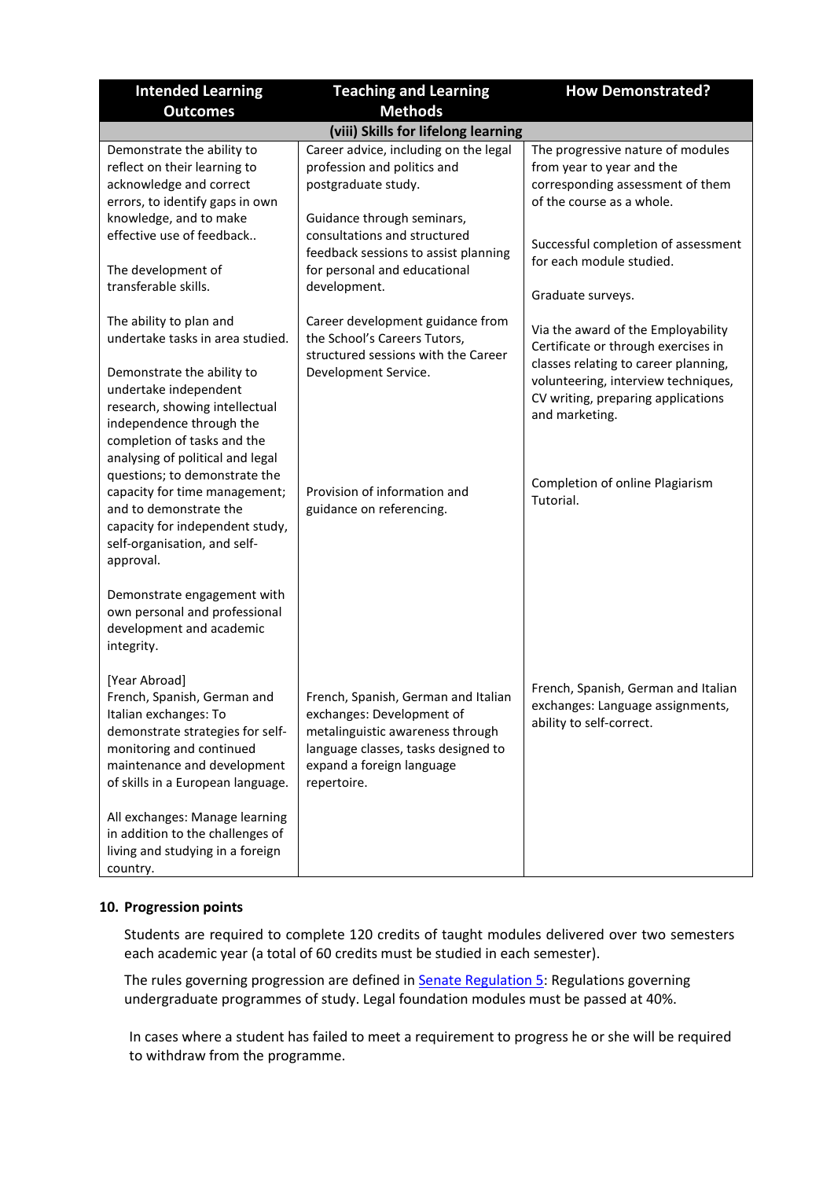| Intended Learning Outcomes | Teaching and Learning Methods | How Demonstrated? |
|---|---|---|
| **(viii) Skills for lifelong learning** | | |
| Demonstrate the ability to reflect on their learning to acknowledge and correct errors, to identify gaps in own knowledge, and to make effective use of feedback..<br><br>The development of transferable skills.<br><br>The ability to plan and undertake tasks in area studied.<br><br>Demonstrate the ability to undertake independent research, showing intellectual independence through the completion of tasks and the analysing of political and legal questions; to demonstrate the capacity for time management; and to demonstrate the capacity for independent study, self-organisation, and self-approval.<br><br>Demonstrate engagement with own personal and professional development and academic integrity.<br><br>[Year Abroad]<br>French, Spanish, German and Italian exchanges: To demonstrate strategies for self-monitoring and continued maintenance and development of skills in a European language.<br><br>All exchanges: Manage learning in addition to the challenges of living and studying in a foreign country. | Career advice, including on the legal profession and politics and postgraduate study.<br><br>Guidance through seminars, consultations and structured feedback sessions to assist planning for personal and educational development.<br><br>Career development guidance from the School's Careers Tutors, structured sessions with the Career Development Service.<br><br>Provision of information and guidance on referencing.<br><br>French, Spanish, German and Italian exchanges: Development of metalinguistic awareness through language classes, tasks designed to expand a foreign language repertoire. | The progressive nature of modules from year to year and the corresponding assessment of them of the course as a whole.<br><br>Successful completion of assessment for each module studied.<br><br>Graduate surveys.<br><br>Via the award of the Employability Certificate or through exercises in classes relating to career planning, volunteering, interview techniques, CV writing, preparing applications and marketing.<br><br>Completion of online Plagiarism Tutorial.<br><br>French, Spanish, German and Italian exchanges: Language assignments, ability to self-correct. |

## 10. Progression points

Students are required to complete 120 credits of taught modules delivered over two semesters each academic year (a total of 60 credits must be studied in each semester).

The rules governing progression are defined in Senate Regulation 5: Regulations governing undergraduate programmes of study. Legal foundation modules must be passed at 40%.

In cases where a student has failed to meet a requirement to progress he or she will be required to withdraw from the programme.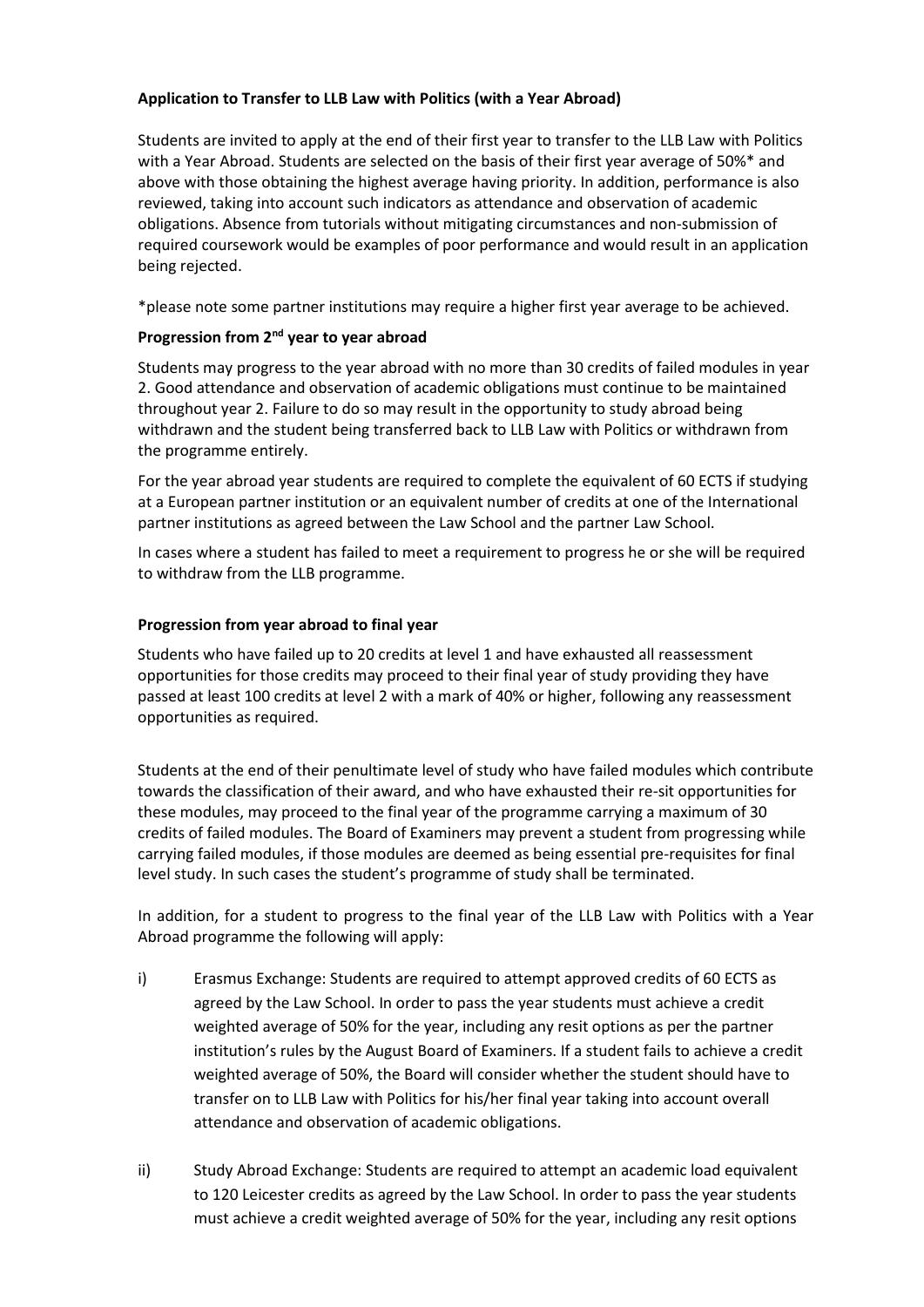**Application to Transfer to LLB Law with Politics (with a Year Abroad)**

Students are invited to apply at the end of their first year to transfer to the LLB Law with Politics with a Year Abroad. Students are selected on the basis of their first year average of 50%* and above with those obtaining the highest average having priority. In addition, performance is also reviewed, taking into account such indicators as attendance and observation of academic obligations. Absence from tutorials without mitigating circumstances and non-submission of required coursework would be examples of poor performance and would result in an application being rejected.

*please note some partner institutions may require a higher first year average to be achieved.

**Progression from 2nd year to year abroad**

Students may progress to the year abroad with no more than 30 credits of failed modules in year 2. Good attendance and observation of academic obligations must continue to be maintained throughout year 2. Failure to do so may result in the opportunity to study abroad being withdrawn and the student being transferred back to LLB Law with Politics or withdrawn from the programme entirely.

For the year abroad year students are required to complete the equivalent of 60 ECTS if studying at a European partner institution or an equivalent number of credits at one of the International partner institutions as agreed between the Law School and the partner Law School.

In cases where a student has failed to meet a requirement to progress he or she will be required to withdraw from the LLB programme.

**Progression from year abroad to final year**

Students who have failed up to 20 credits at level 1 and have exhausted all reassessment opportunities for those credits may proceed to their final year of study providing they have passed at least 100 credits at level 2 with a mark of 40% or higher, following any reassessment opportunities as required.

Students at the end of their penultimate level of study who have failed modules which contribute towards the classification of their award, and who have exhausted their re-sit opportunities for these modules, may proceed to the final year of the programme carrying a maximum of 30 credits of failed modules. The Board of Examiners may prevent a student from progressing while carrying failed modules, if those modules are deemed as being essential pre-requisites for final level study. In such cases the student's programme of study shall be terminated.

In addition, for a student to progress to the final year of the LLB Law with Politics with a Year Abroad programme the following will apply:

i) Erasmus Exchange: Students are required to attempt approved credits of 60 ECTS as agreed by the Law School. In order to pass the year students must achieve a credit weighted average of 50% for the year, including any resit options as per the partner institution's rules by the August Board of Examiners. If a student fails to achieve a credit weighted average of 50%, the Board will consider whether the student should have to transfer on to LLB Law with Politics for his/her final year taking into account overall attendance and observation of academic obligations.

ii) Study Abroad Exchange: Students are required to attempt an academic load equivalent to 120 Leicester credits as agreed by the Law School. In order to pass the year students must achieve a credit weighted average of 50% for the year, including any resit options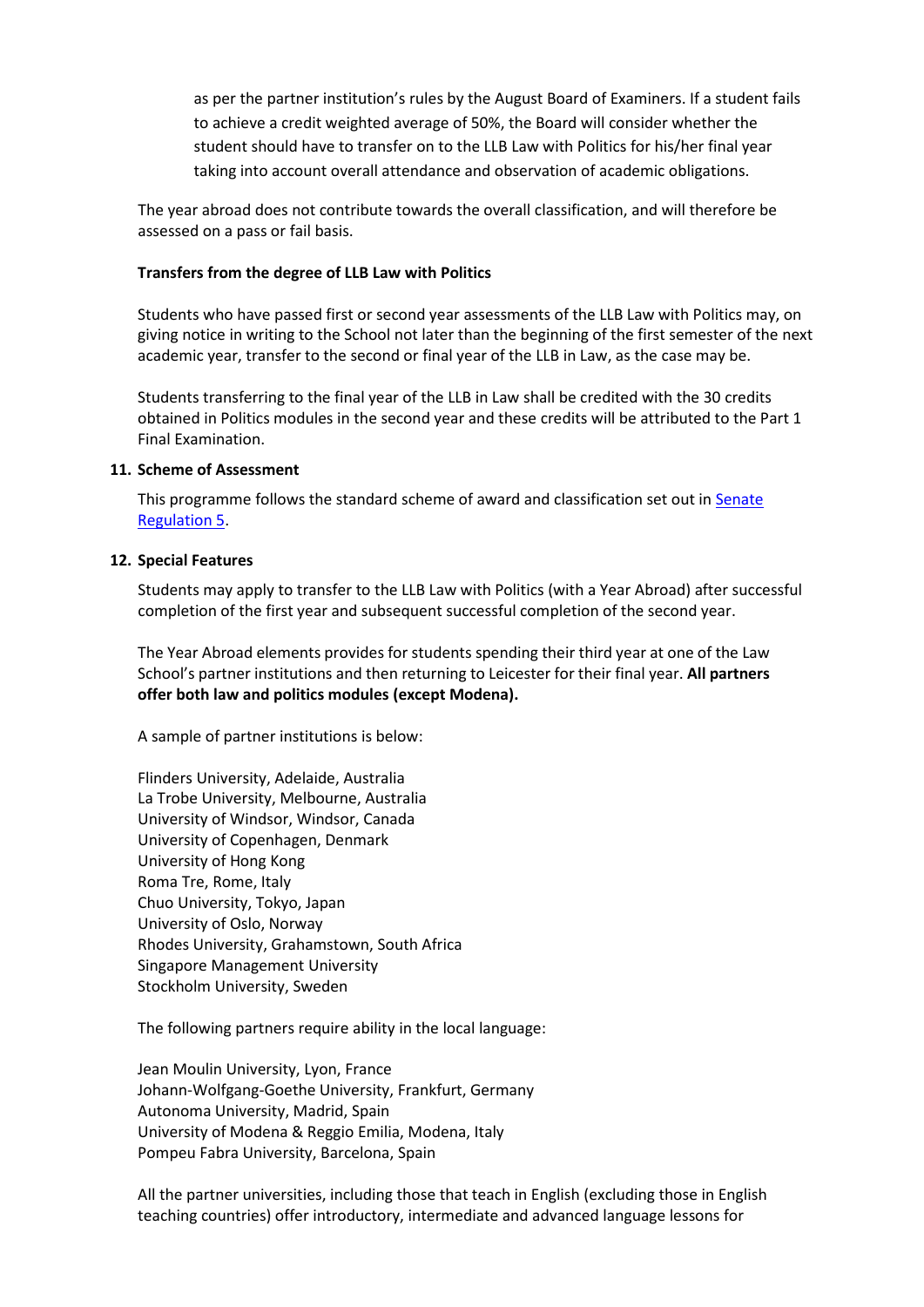as per the partner institution's rules by the August Board of Examiners. If a student fails to achieve a credit weighted average of 50%, the Board will consider whether the student should have to transfer on to the LLB Law with Politics for his/her final year taking into account overall attendance and observation of academic obligations.

The year abroad does not contribute towards the overall classification, and will therefore be assessed on a pass or fail basis.

**Transfers from the degree of LLB Law with Politics**

Students who have passed first or second year assessments of the LLB Law with Politics may, on giving notice in writing to the School not later than the beginning of the first semester of the next academic year, transfer to the second or final year of the LLB in Law, as the case may be.

Students transferring to the final year of the LLB in Law shall be credited with the 30 credits obtained in Politics modules in the second year and these credits will be attributed to the Part 1 Final Examination.

**11. Scheme of Assessment**

This programme follows the standard scheme of award and classification set out in [Senate Regulation 5](Senate Regulation 5).

**12. Special Features**

Students may apply to transfer to the LLB Law with Politics (with a Year Abroad) after successful completion of the first year and subsequent successful completion of the second year.

The Year Abroad elements provides for students spending their third year at one of the Law School's partner institutions and then returning to Leicester for their final year. **All partners offer both law and politics modules (except Modena).**

A sample of partner institutions is below:

Flinders University, Adelaide, Australia
La Trobe University, Melbourne, Australia
University of Windsor, Windsor, Canada
University of Copenhagen, Denmark
University of Hong Kong
Roma Tre, Rome, Italy
Chuo University, Tokyo, Japan
University of Oslo, Norway
Rhodes University, Grahamstown, South Africa
Singapore Management University
Stockholm University, Sweden

The following partners require ability in the local language:

Jean Moulin University, Lyon, France
Johann-Wolfgang-Goethe University, Frankfurt, Germany
Autonoma University, Madrid, Spain
University of Modena & Reggio Emilia, Modena, Italy
Pompeu Fabra University, Barcelona, Spain

All the partner universities, including those that teach in English (excluding those in English teaching countries) offer introductory, intermediate and advanced language lessons for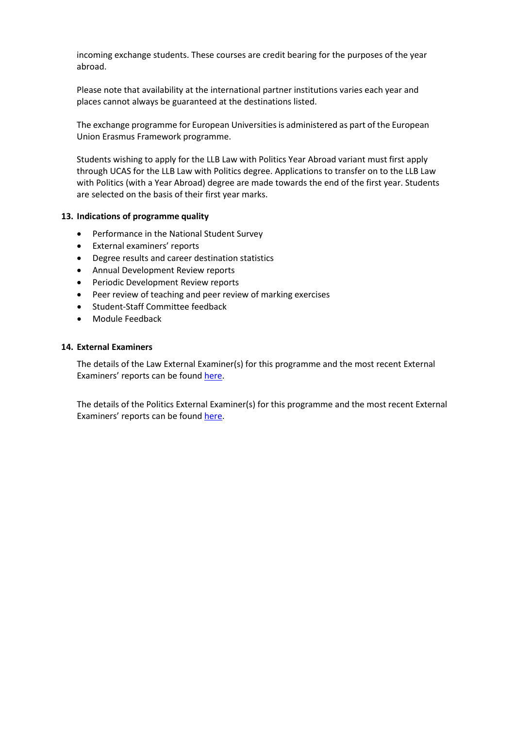incoming exchange students. These courses are credit bearing for the purposes of the year abroad.

Please note that availability at the international partner institutions varies each year and places cannot always be guaranteed at the destinations listed.

The exchange programme for European Universities is administered as part of the European Union Erasmus Framework programme.

Students wishing to apply for the LLB Law with Politics Year Abroad variant must first apply through UCAS for the LLB Law with Politics degree. Applications to transfer on to the LLB Law with Politics (with a Year Abroad) degree are made towards the end of the first year. Students are selected on the basis of their first year marks.

**13. Indications of programme quality**

- Performance in the National Student Survey
- External examiners' reports
- Degree results and career destination statistics
- Annual Development Review reports
- Periodic Development Review reports
- Peer review of teaching and peer review of marking exercises
- Student-Staff Committee feedback
- Module Feedback

**14. External Examiners**

The details of the Law External Examiner(s) for this programme and the most recent External Examiners' reports can be found here.

The details of the Politics External Examiner(s) for this programme and the most recent External Examiners' reports can be found here.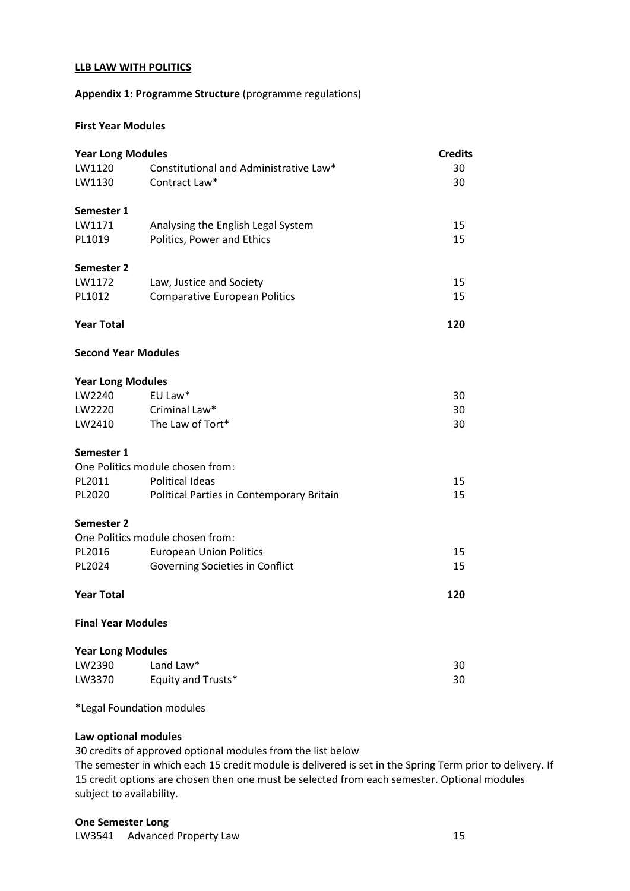**LLB LAW WITH POLITICS**

**Appendix 1: Programme Structure** (programme regulations)

**First Year Modules**

| **Year Long Modules** | | **Credits** |
|---|---|---|
| LW1120 | Constitutional and Administrative Law* | 30 |
| LW1130 | Contract Law* | 30 |
| **Semester 1** | | |
| LW1171 | Analysing the English Legal System | 15 |
| PL1019 | Politics, Power and Ethics | 15 |
| **Semester 2** | | |
| LW1172 | Law, Justice and Society | 15 |
| PL1012 | Comparative European Politics | 15 |
| **Year Total** | | **120** |

**Second Year Modules**

| **Year Long Modules** | | |
|---|---|---|
| LW2240 | EU Law* | 30 |
| LW2220 | Criminal Law* | 30 |
| LW2410 | The Law of Tort* | 30 |
| **Semester 1** | | |
| One Politics module chosen from: | | |
| PL2011 | Political Ideas | 15 |
| PL2020 | Political Parties in Contemporary Britain | 15 |
| **Semester 2** | | |
| One Politics module chosen from: | | |
| PL2016 | European Union Politics | 15 |
| PL2024 | Governing Societies in Conflict | 15 |
| **Year Total** | | **120** |

**Final Year Modules**

| **Year Long Modules** | | |
|---|---|---|
| LW2390 | Land Law* | 30 |
| LW3370 | Equity and Trusts* | 30 |

*Legal Foundation modules

**Law optional modules**

30 credits of approved optional modules from the list below
The semester in which each 15 credit module is delivered is set in the Spring Term prior to delivery. If 15 credit options are chosen then one must be selected from each semester. Optional modules subject to availability.

**One Semester Long**

| | | |
|---|---|---|
| LW3541 | Advanced Property Law | 15 |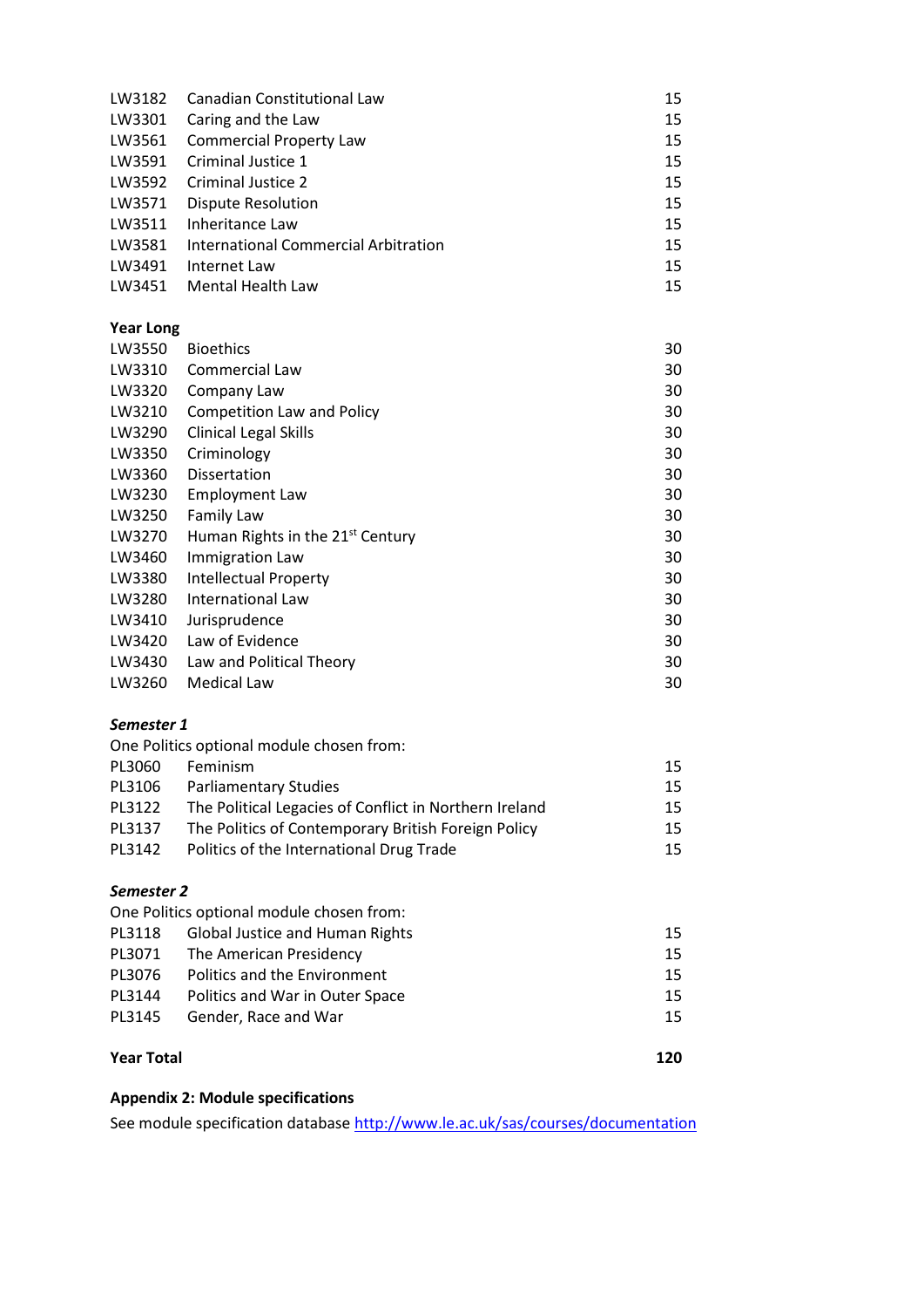| | | |
|---|---|---|
| LW3182 | Canadian Constitutional Law | 15 |
| LW3301 | Caring and the Law | 15 |
| LW3561 | Commercial Property Law | 15 |
| LW3591 | Criminal Justice 1 | 15 |
| LW3592 | Criminal Justice 2 | 15 |
| LW3571 | Dispute Resolution | 15 |
| LW3511 | Inheritance Law | 15 |
| LW3581 | International Commercial Arbitration | 15 |
| LW3491 | Internet Law | 15 |
| LW3451 | Mental Health Law | 15 |

**Year Long**

| | | |
|---|---|---|
| LW3550 | Bioethics | 30 |
| LW3310 | Commercial Law | 30 |
| LW3320 | Company Law | 30 |
| LW3210 | Competition Law and Policy | 30 |
| LW3290 | Clinical Legal Skills | 30 |
| LW3350 | Criminology | 30 |
| LW3360 | Dissertation | 30 |
| LW3230 | Employment Law | 30 |
| LW3250 | Family Law | 30 |
| LW3270 | Human Rights in the 21st Century | 30 |
| LW3460 | Immigration Law | 30 |
| LW3380 | Intellectual Property | 30 |
| LW3280 | International Law | 30 |
| LW3410 | Jurisprudence | 30 |
| LW3420 | Law of Evidence | 30 |
| LW3430 | Law and Political Theory | 30 |
| LW3260 | Medical Law | 30 |

***Semester 1***

One Politics optional module chosen from:

| | | |
|---|---|---|
| PL3060 | Feminism | 15 |
| PL3106 | Parliamentary Studies | 15 |
| PL3122 | The Political Legacies of Conflict in Northern Ireland | 15 |
| PL3137 | The Politics of Contemporary British Foreign Policy | 15 |
| PL3142 | Politics of the International Drug Trade | 15 |

***Semester 2***

One Politics optional module chosen from:

| | | |
|---|---|---|
| PL3118 | Global Justice and Human Rights | 15 |
| PL3071 | The American Presidency | 15 |
| PL3076 | Politics and the Environment | 15 |
| PL3144 | Politics and War in Outer Space | 15 |
| PL3145 | Gender, Race and War | 15 |

**Year Total** **120**

**Appendix 2: Module specifications**

See module specification database http://www.le.ac.uk/sas/courses/documentation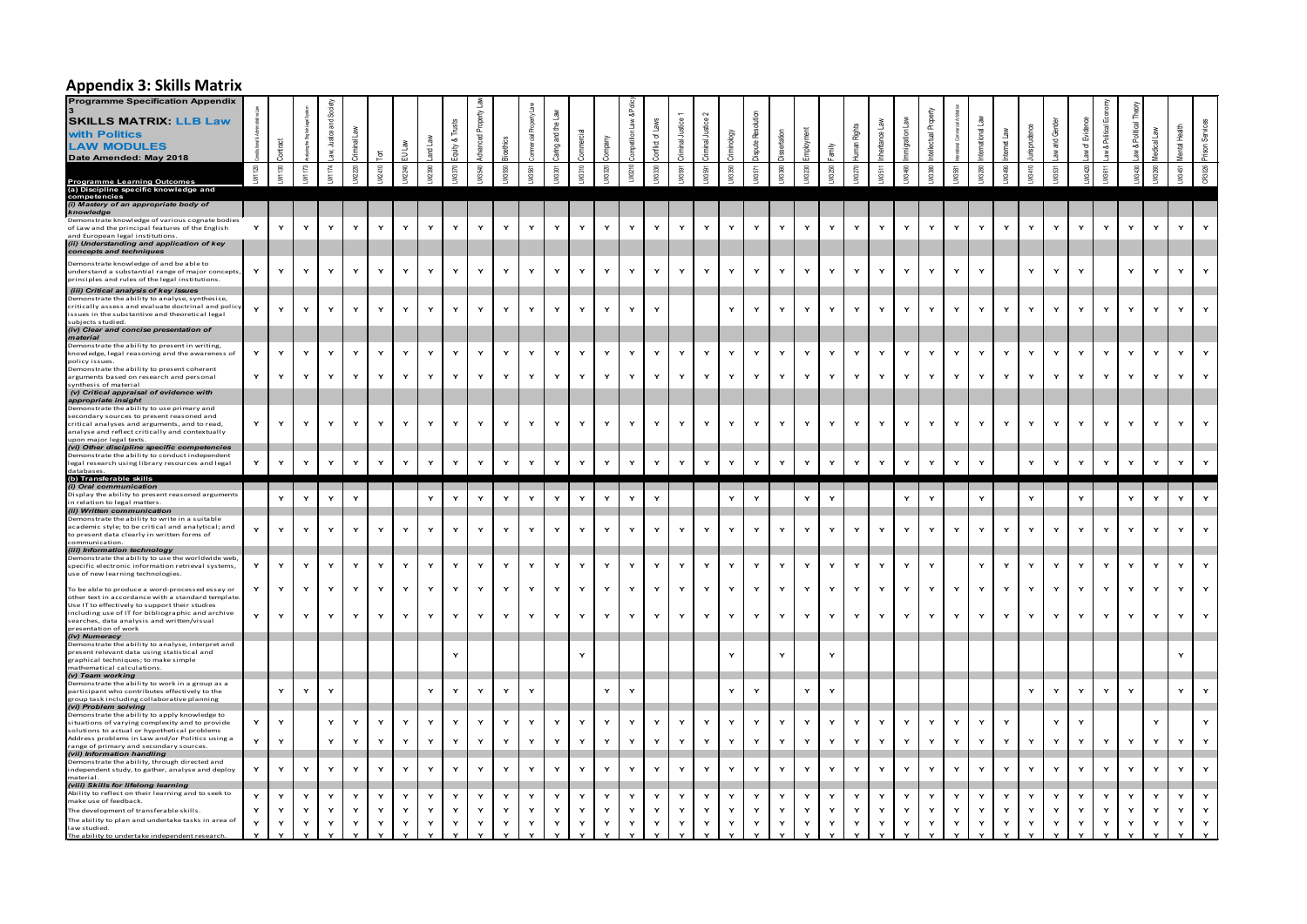## Appendix 3: Skills Matrix

| Programme Specification Appendix 3<br>SKILLS MATRIX: LLB Law with Politics<br>LAW MODULES<br>Date Amended: May 2018 | Constitutional & Administrative Law | Contract | Analysing the English Legal System | Law, Justice and Society | Criminal Law | Tort | EU Law | Land Law | Equity & Trusts | Advanced Property Law | Bioethics | Commercial Property Law | Caring and the Law | Commercial | Company | Competition Law & Policy | Conflict of Laws | Criminal Justice 1 | Criminal Justice 2 | Criminology | Dispute Resolution | Dissertation | Employment | Family | Human Rights | Inheritance Law | Immigration Law | Intellectual Property | International Commercial Arbitration | International Law | Internet Law | Jurisprudence | Law and Gender | Law of Evidence | Law & Political Economy | Law & Political Theory | Medical Law | Mental Health | Prison Services |
|---|---|---|---|---|---|---|---|---|---|---|---|---|---|---|---|---|---|---|---|---|---|---|---|---|---|---|---|---|---|---|---|---|---|---|---|---|---|---|---|
| **Programme Learning Outcomes** | LW1120 | LW1130 | LW1173 | LW1174 | LW2220 | LW2410 | LW2240 | LW2390 | LW3370 | LW3340 | LW3350 | LW3361 | LW3301 | LW3310 | LW3320 | LW3210 | LW3330 | LW3581 | LW3591 | LW3350 | LW3571 | LW3360 | LW3230 | LW3250 | LW3270 | LW3511 | LW3460 | LW3380 | LW3381 | LW3280 | LW3490 | LW3410 | LW3531 | LW3420 | LW3611 | LW3430 | LW3260 | LW3451 | CR3026 |
| **(a) Discipline specific knowledge and competencies** | | | | | | | | | | | | | | | | | | | | | | | | | | | | | | | | | | | | | | | |
| ***(i) Mastery of an appropriate body of knowledge*** | | | | | | | | | | | | | | | | | | | | | | | | | | | | | | | | | | | | | | | |
| Demonstrate knowledge of various cognate bodies of Law and the principal features of the English and European legal institutions. | Y | Y | Y | Y | Y | Y | Y | Y | Y | Y | Y | Y | Y | Y | Y | Y | Y | Y | Y | Y | Y | Y | Y | Y | Y | Y | Y | Y | Y | Y | Y | Y | Y | Y | Y | Y | Y | Y | Y |
| ***(ii) Understanding and application of key concepts and techniques*** | | | | | | | | | | | | | | | | | | | | | | | | | | | | | | | | | | | | | | | |
| Demonstrate knowledge of and be able to understand a substantial range of major concepts, principles and rules of the legal institutions. | Y | Y | Y | Y | Y | Y | Y | Y | Y | Y | Y | Y | Y | Y | Y | Y | Y | Y | Y | Y | Y | Y | Y | Y | Y | Y | Y | Y | Y | Y | | Y | Y | Y | | Y | Y | Y | Y |
| ***(iii) Critical analysis of key issues*** | | | | | | | | | | | | | | | | | | | | | | | | | | | | | | | | | | | | | | | |
| Demonstrate the ability to analyse, synthesise, critically assess and evaluate doctrinal and policy issues in the substantive and theoretical legal subjects studied. | Y | Y | Y | Y | Y | Y | Y | Y | Y | Y | Y | Y | Y | Y | Y | Y | Y | | | Y | Y | Y | Y | Y | Y | Y | Y | Y | Y | Y | Y | Y | Y | Y | Y | Y | Y | Y | Y |
| ***(iv) Clear and concise presentation of material*** | | | | | | | | | | | | | | | | | | | | | | | | | | | | | | | | | | | | | | | |
| Demonstrate the ability to present in writing, knowledge, legal reasoning and the awareness of policy issues. | Y | Y | Y | Y | Y | Y | Y | Y | Y | Y | Y | Y | Y | Y | Y | Y | Y | Y | Y | Y | Y | Y | Y | Y | Y | Y | Y | Y | Y | Y | Y | Y | Y | Y | Y | Y | Y | Y | Y |
| Demonstrate the ability to present coherent arguments based on research and personal synthesis of material | Y | Y | Y | Y | Y | Y | Y | Y | Y | Y | Y | Y | Y | Y | Y | Y | Y | Y | Y | Y | Y | Y | Y | Y | Y | Y | Y | Y | Y | Y | Y | Y | Y | Y | Y | Y | Y | Y | Y |
| ***(v) Critical appraisal of evidence with appropriate insight*** | | | | | | | | | | | | | | | | | | | | | | | | | | | | | | | | | | | | | | | |
| Demonstrate the ability to use primary and secondary sources to present reasoned and critical analyses and arguments, and to read, analyse and reflect critically and contextually upon major legal texts. | Y | Y | Y | Y | Y | Y | Y | Y | Y | Y | Y | Y | Y | Y | Y | Y | Y | Y | Y | Y | Y | Y | Y | Y | Y | Y | Y | Y | Y | Y | Y | Y | Y | Y | Y | Y | Y | Y | Y |
| ***(vi) Other discipline specific competencies*** | | | | | | | | | | | | | | | | | | | | | | | | | | | | | | | | | | | | | | | |
| Demonstrate the ability to conduct independent legal research using library resources and legal databases. | Y | Y | Y | Y | Y | Y | Y | Y | Y | Y | Y | Y | Y | Y | Y | Y | Y | Y | Y | Y | Y | Y | Y | Y | Y | Y | Y | Y | Y | Y | | Y | Y | Y | Y | Y | Y | Y | Y |
| **(b) Transferable skills** | | | | | | | | | | | | | | | | | | | | | | | | | | | | | | | | | | | | | | | |
| ***(i) Oral communication*** | | | | | | | | | | | | | | | | | | | | | | | | | | | | | | | | | | | | | | | |
| Display the ability to present reasoned arguments in relation to legal matters. | | Y | Y | Y | Y | | | Y | Y | Y | Y | Y | Y | Y | Y | Y | Y | | | Y | Y | | Y | Y | | | Y | Y | | Y | | Y | | Y | | Y | Y | Y | Y |
| ***(ii) Written communication*** | | | | | | | | | | | | | | | | | | | | | | | | | | | | | | | | | | | | | | | |
| Demonstrate the ability to write in a suitable academic style; to be critical and analytical; and to present data clearly in written forms of communication. | Y | Y | Y | Y | Y | Y | Y | Y | Y | Y | Y | Y | Y | Y | Y | Y | Y | Y | Y | Y | Y | Y | Y | Y | Y | Y | Y | Y | Y | Y | Y | Y | Y | Y | Y | Y | Y | Y | Y |
| ***(iii) Information technology*** | | | | | | | | | | | | | | | | | | | | | | | | | | | | | | | | | | | | | | | |
| Demonstrate the ability to use the worldwide web, specific electronic information retrieval systems, use of new learning technologies. | Y | Y | Y | Y | Y | Y | Y | Y | Y | Y | Y | Y | Y | Y | Y | Y | Y | Y | Y | Y | Y | Y | Y | Y | Y | Y | Y | Y | | Y | Y | Y | Y | Y | Y | Y | Y | Y | Y |
| To be able to produce a word-processed essay or other text in accordance with a standard template. | Y | Y | Y | Y | Y | Y | Y | Y | Y | Y | Y | Y | Y | Y | Y | Y | Y | Y | Y | Y | Y | Y | Y | Y | Y | Y | Y | Y | Y | Y | Y | Y | Y | Y | Y | Y | Y | Y | Y |
| Use IT to effectively to support their studies including use of IT for bibliographic and archive searches, data analysis and written/visual presentation of work | Y | Y | Y | Y | Y | Y | Y | Y | Y | Y | Y | Y | Y | Y | Y | Y | Y | Y | Y | Y | Y | Y | Y | Y | Y | Y | Y | Y | Y | Y | Y | Y | Y | Y | Y | Y | Y | Y | Y |
| ***(iv) Numeracy*** | | | | | | | | | | | | | | | | | | | | | | | | | | | | | | | | | | | | | | | |
| Demonstrate the ability to analyse, interpret and present relevant data using statistical and graphical techniques; to make simple mathematical calculations. | | | | | | | | | Y | | | | | Y | | | | | | Y | | Y | | Y | | | | | | | | | | | | | | Y | |
| ***(v) Team working*** | | | | | | | | | | | | | | | | | | | | | | | | | | | | | | | | | | | | | | | |
| Demonstrate the ability to work in a group as a participant who contributes effectively to the group task including collaborative planning | | Y | Y | Y | | | | Y | Y | Y | Y | Y | | | Y | Y | | | | Y | Y | | Y | Y | | | | | | | | Y | Y | Y | Y | Y | | Y | Y |
| ***(vi) Problem solving*** | | | | | | | | | | | | | | | | | | | | | | | | | | | | | | | | | | | | | | | |
| Demonstrate the ability to apply knowledge to situations of varying complexity and to provide solutions to actual or hypothetical problems | Y | Y | | Y | Y | Y | Y | Y | Y | Y | Y | Y | Y | Y | Y | Y | Y | Y | Y | Y | Y | Y | Y | Y | Y | Y | Y | Y | Y | Y | Y | | Y | Y | | | Y | | Y |
| Address problems in Law and/or Politics using a range of primary and secondary sources. | Y | Y | | Y | Y | Y | Y | Y | Y | Y | Y | Y | Y | Y | Y | Y | Y | Y | Y | Y | Y | Y | Y | Y | Y | Y | Y | Y | Y | Y | Y | Y | Y | Y | Y | Y | Y | Y | Y |
| ***(vii) Information handling*** | | | | | | | | | | | | | | | | | | | | | | | | | | | | | | | | | | | | | | | |
| Demonstrate the ability, through directed and independent study, to gather, analyse and deploy material. | Y | Y | Y | Y | Y | Y | Y | Y | Y | Y | Y | Y | Y | Y | Y | Y | Y | Y | Y | Y | Y | Y | Y | Y | Y | Y | Y | Y | Y | Y | Y | Y | Y | Y | Y | Y | Y | Y | Y |
| ***(viii) Skills for lifelong learning*** | | | | | | | | | | | | | | | | | | | | | | | | | | | | | | | | | | | | | | | |
| Ability to reflect on their learning and to seek to make use of feedback. | Y | Y | Y | Y | Y | Y | Y | Y | Y | Y | Y | Y | Y | Y | Y | Y | Y | Y | Y | Y | Y | Y | Y | Y | Y | Y | Y | Y | Y | Y | Y | Y | Y | Y | Y | Y | Y | Y | Y |
| The development of transferable skills. | Y | Y | Y | Y | Y | Y | Y | Y | Y | Y | Y | Y | Y | Y | Y | Y | Y | Y | Y | Y | Y | Y | Y | Y | Y | Y | Y | Y | Y | Y | Y | Y | Y | Y | Y | Y | Y | Y | Y |
| The ability to plan and undertake tasks in area of law studied. | Y | Y | Y | Y | Y | Y | Y | Y | Y | Y | Y | Y | Y | Y | Y | Y | Y | Y | Y | Y | Y | Y | Y | Y | Y | Y | Y | Y | Y | Y | Y | Y | Y | Y | Y | Y | Y | Y | Y |
| The ability to undertake independent research. | Y | Y | Y | Y | Y | Y | Y | Y | Y | Y | Y | Y | Y | Y | Y | Y | Y | Y | Y | Y | Y | Y | Y | Y | Y | Y | Y | Y | Y | Y | Y | Y | Y | Y | Y | Y | Y | Y | Y |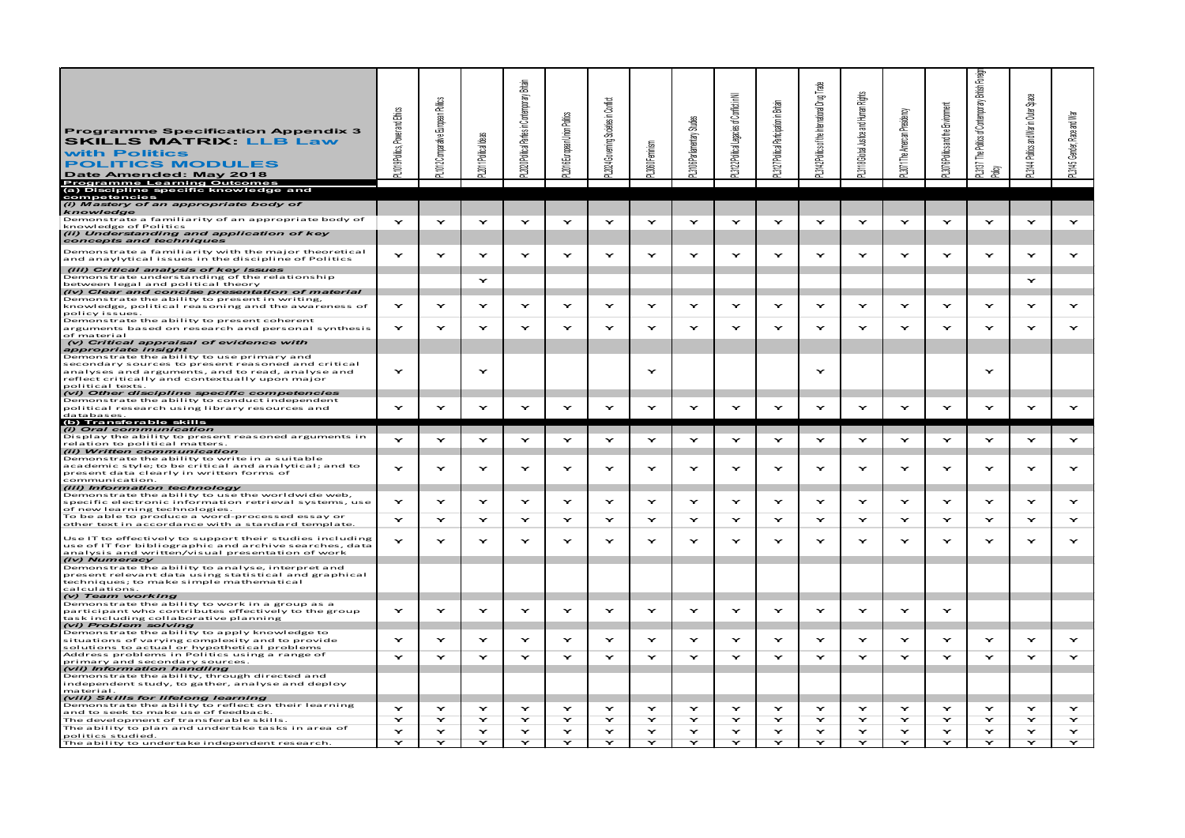**Programme Specification Appendix 3**

**SKILLS MATRIX: LLB Law with Politics**

**POLITICS MODULES**

**Date Amended: May 2018**

| Programme Learning Outcomes | PL1019 Politics, Power and Ethics | PL1012 Comparative European Politics | PL2011 Political Ideas | PL2020 Political Parties in Contemporary Britain | PL2016 European Union Politics | PL2024 Governing Societies in Conflict | PL3080 Feminism | PL3106 Parliamentary Studies | PL3123 Political Legacies of Conflict in NI | PL3127 Political Participation in Britain | PL3142 Politics of the International Drug Trade | PL3118 Global Justice and Human Rights | PL3071 The American Presidency | PL3076 Politics and the Environment | PL3137 The Politics of Contemporary British Foreign Policy | PL3144 Politics and War in Outer Space | PL3145 Gender, Race and War |
|---|---|---|---|---|---|---|---|---|---|---|---|---|---|---|---|---|---|
| **(a) Discipline specific knowledge and competencies** | | | | | | | | | | | | | | | | | |
| ***(i) Mastery of an appropriate body of knowledge*** | | | | | | | | | | | | | | | | | |
| Demonstrate a familiarity of an appropriate body of knowledge of Politics | ✓ | ✓ | ✓ | ✓ | ✓ | ✓ | ✓ | ✓ | ✓ | ✓ | ✓ | ✓ | ✓ | ✓ | ✓ | ✓ | ✓ |
| ***(ii) Understanding and application of key concepts and techniques*** | | | | | | | | | | | | | | | | | |
| Demonstrate a familiarity with the major theoretical and anaylytical issues in the discipline of Politics | ✓ | ✓ | ✓ | ✓ | ✓ | ✓ | ✓ | ✓ | ✓ | ✓ | ✓ | ✓ | ✓ | ✓ | ✓ | ✓ | ✓ |
| ***(iii) Critical analysis of key issues*** | | | | | | | | | | | | | | | | | |
| Demonstrate understanding of the relationship between legal and political theory | | | ✓ | | | | | | | | | | | | | ✓ | |
| ***(iv) Clear and concise presentation of material*** | | | | | | | | | | | | | | | | | |
| Demonstrate the ability to present in writing, knowledge, political reasoning and the awareness of policy issues. | ✓ | ✓ | ✓ | ✓ | ✓ | ✓ | ✓ | ✓ | ✓ | ✓ | ✓ | ✓ | ✓ | ✓ | ✓ | ✓ | ✓ |
| Demonstrate the ability to present coherent arguments based on research and personal synthesis of material | ✓ | ✓ | ✓ | ✓ | ✓ | ✓ | ✓ | ✓ | ✓ | ✓ | ✓ | ✓ | ✓ | ✓ | ✓ | ✓ | ✓ |
| ***(v) Critical appraisal of evidence with appropriate insight*** | | | | | | | | | | | | | | | | | |
| Demonstrate the ability to use primary and secondary sources to present reasoned and critical analyses and arguments, and to read, analyse and reflect critically and contextually upon major political texts. | ✓ | | ✓ | | | | ✓ | | | | ✓ | | | | ✓ | | |
| ***(vi) Other discipline specific competencies*** | | | | | | | | | | | | | | | | | |
| Demonstrate the ability to conduct independent political research using library resources and databases. | ✓ | ✓ | ✓ | ✓ | ✓ | ✓ | ✓ | ✓ | ✓ | ✓ | ✓ | ✓ | ✓ | ✓ | ✓ | ✓ | ✓ |
| **(b) Transferable skills** | | | | | | | | | | | | | | | | | |
| ***(i) Oral communication*** | | | | | | | | | | | | | | | | | |
| Display the ability to present reasoned arguments in relation to political matters. | ✓ | ✓ | ✓ | ✓ | ✓ | ✓ | ✓ | ✓ | ✓ | ✓ | ✓ | ✓ | ✓ | ✓ | ✓ | ✓ | ✓ |
| ***(ii) Written communication*** | | | | | | | | | | | | | | | | | |
| Demonstrate the ability to write in a suitable academic style; to be critical and analytical; and to present data clearly in written forms of communication. | ✓ | ✓ | ✓ | ✓ | ✓ | ✓ | ✓ | ✓ | ✓ | ✓ | ✓ | ✓ | ✓ | ✓ | ✓ | ✓ | ✓ |
| ***(iii) Information technology*** | | | | | | | | | | | | | | | | | |
| Demonstrate the ability to use the worldwide web, specific electronic information retrieval systems, use of new learning technologies. | ✓ | ✓ | ✓ | ✓ | ✓ | ✓ | ✓ | ✓ | ✓ | ✓ | ✓ | ✓ | ✓ | ✓ | ✓ | ✓ | ✓ |
| To be able to produce a word-processed essay or other text in accordance with a standard template. | ✓ | ✓ | ✓ | ✓ | ✓ | ✓ | ✓ | ✓ | ✓ | ✓ | ✓ | ✓ | ✓ | ✓ | ✓ | ✓ | ✓ |
| Use IT to effectively to support their studies including use of IT for bibliographic and archive searches, data analysis and written/visual presentation of work | ✓ | ✓ | ✓ | ✓ | ✓ | ✓ | ✓ | ✓ | ✓ | ✓ | ✓ | ✓ | ✓ | ✓ | ✓ | ✓ | ✓ |
| ***(iv) Numeracy*** | | | | | | | | | | | | | | | | | |
| Demonstrate the ability to analyse, interpret and present relevant data using statistical and graphical techniques; to make simple mathematical calculations. | | | | | | | | | | | | | | | | | |
| ***(v) Team working*** | | | | | | | | | | | | | | | | | |
| Demonstrate the ability to work in a group as a participant who contributes effectively to the group task including collaborative planning | ✓ | ✓ | ✓ | ✓ | ✓ | ✓ | ✓ | ✓ | ✓ | ✓ | ✓ | ✓ | ✓ | ✓ | | | |
| ***(vi) Problem solving*** | | | | | | | | | | | | | | | | | |
| Demonstrate the ability to apply knowledge to situations of varying complexity and to provide solutions to actual or hypothetical problems | ✓ | ✓ | ✓ | ✓ | ✓ | ✓ | ✓ | ✓ | ✓ | ✓ | ✓ | ✓ | ✓ | ✓ | ✓ | ✓ | ✓ |
| Address problems in Politics using a range of primary and secondary sources. | ✓ | ✓ | ✓ | ✓ | ✓ | ✓ | ✓ | ✓ | ✓ | ✓ | ✓ | ✓ | ✓ | ✓ | ✓ | ✓ | ✓ |
| ***(vii) Information handling*** | | | | | | | | | | | | | | | | | |
| Demonstrate the ability, through directed and independent study, to gather, analyse and deploy material. | | | | | | | | | | | | | | | | | |
| ***(viii) Skills for lifelong learning*** | | | | | | | | | | | | | | | | | |
| Demonstrate the ability to reflect on their learning and to seek to make use of feedback. | ✓ | ✓ | ✓ | ✓ | ✓ | ✓ | ✓ | ✓ | ✓ | ✓ | ✓ | ✓ | ✓ | ✓ | ✓ | ✓ | ✓ |
| The development of transferable skills. | ✓ | ✓ | ✓ | ✓ | ✓ | ✓ | ✓ | ✓ | ✓ | ✓ | ✓ | ✓ | ✓ | ✓ | ✓ | ✓ | ✓ |
| The ability to plan and undertake tasks in area of politics studied. | ✓ | ✓ | ✓ | ✓ | ✓ | ✓ | ✓ | ✓ | ✓ | ✓ | ✓ | ✓ | ✓ | ✓ | ✓ | ✓ | ✓ |
| The ability to undertake independent research. | ✓ | ✓ | ✓ | ✓ | ✓ | ✓ | ✓ | ✓ | ✓ | ✓ | ✓ | ✓ | ✓ | ✓ | ✓ | ✓ | ✓ |